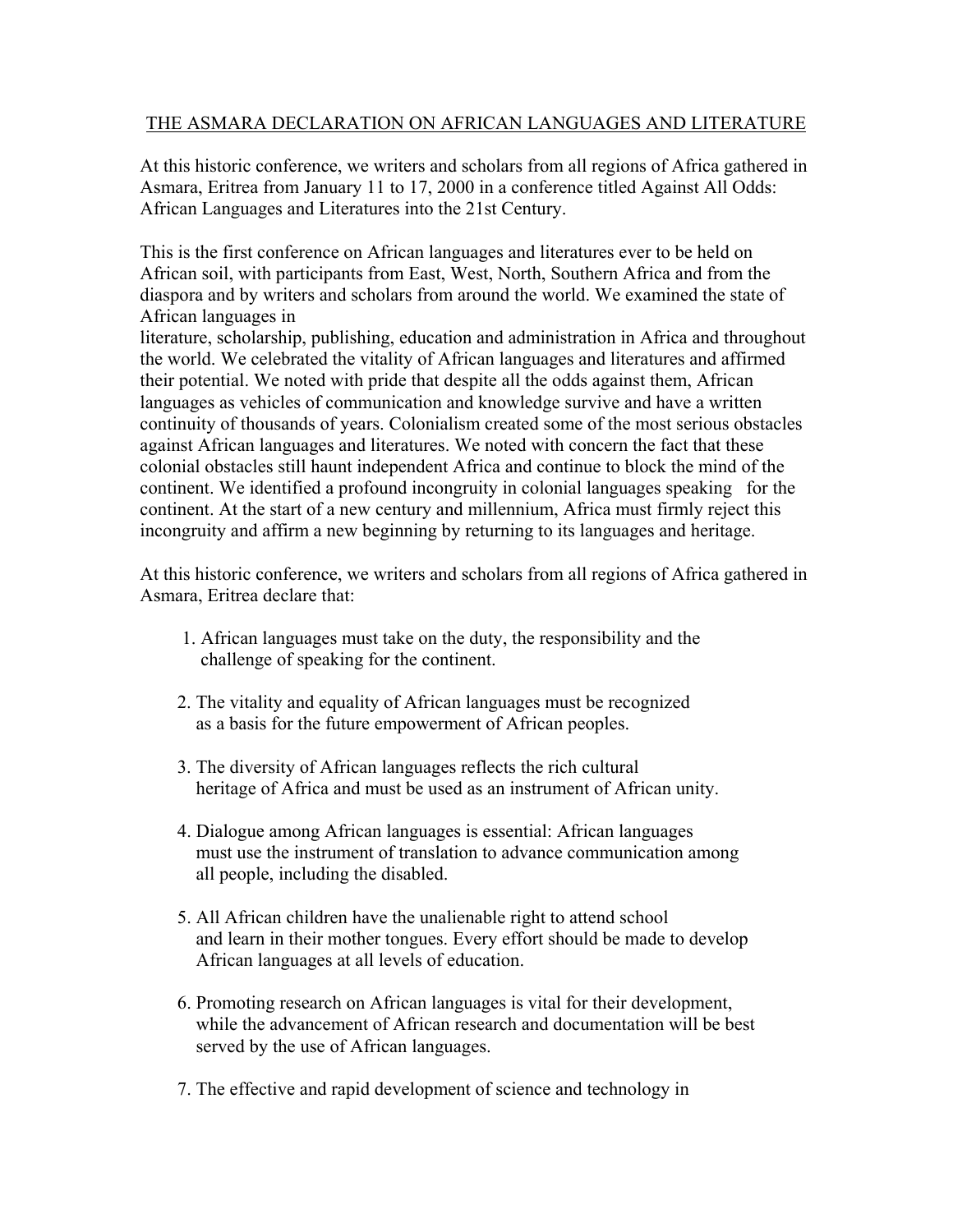# THE ASMARA DECLARATION ON AFRICAN LANGUAGES AND LITERATURE

At this historic conference, we writers and scholars from all regions of Africa gathered in Asmara, Eritrea from January 11 to 17, 2000 in a conference titled Against All Odds: African Languages and Literatures into the 21st Century.

This is the first conference on African languages and literatures ever to be held on African soil, with participants from East, West, North, Southern Africa and from the diaspora and by writers and scholars from around the world. We examined the state of African languages in literature, scholarship, publishing, education and administration in Africa and throughout the world. We celebrated the vitality of African languages and literatures and affirmed their potential. We noted with pride that despite all the odds against them, African languages as vehicles of communication and knowledge survive and have a written continuity of thousands of years. Colonialism created some of the most serious obstacles against African languages and literatures. We noted with concern the fact that these colonial obstacles still haunt independent Africa and continue to block the mind of the continent. We identified a profound incongruity in colonial languages speaking for the continent. At the start of a new century and millennium, Africa must firmly reject this incongruity and affirm a new beginning by returning to its languages and heritage.

At this historic conference, we writers and scholars from all regions of Africa gathered in Asmara, Eritrea declare that:

1. African languages must take on the duty, the responsibility and the challenge of speaking for the continent.

2. The vitality and equality of African languages must be recognized as a basis for the future empowerment of African peoples.

3. The diversity of African languages reflects the rich cultural heritage of Africa and must be used as an instrument of African unity.

4. Dialogue among African languages is essential: African languages must use the instrument of translation to advance communication among all people, including the disabled.

5. All African children have the unalienable right to attend school and learn in their mother tongues. Every effort should be made to develop African languages at all levels of education.

6. Promoting research on African languages is vital for their development, while the advancement of African research and documentation will be best served by the use of African languages.

7. The effective and rapid development of science and technology in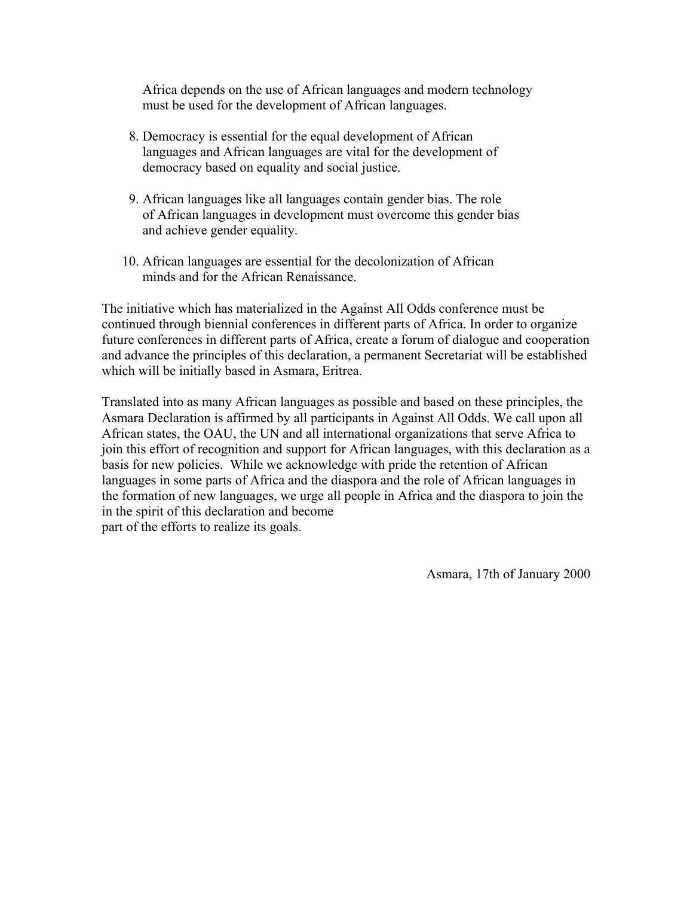Africa depends on the use of African languages and modern technology must be used for the development of African languages.

8. Democracy is essential for the equal development of African languages and African languages are vital for the development of democracy based on equality and social justice.

9. African languages like all languages contain gender bias. The role of African languages in development must overcome this gender bias and achieve gender equality.

10. African languages are essential for the decolonization of African minds and for the African Renaissance.

The initiative which has materialized in the Against All Odds conference must be continued through biennial conferences in different parts of Africa. In order to organize future conferences in different parts of Africa, create a forum of dialogue and cooperation and advance the principles of this declaration, a permanent Secretariat will be established which will be initially based in Asmara, Eritrea.

Translated into as many African languages as possible and based on these principles, the Asmara Declaration is affirmed by all participants in Against All Odds. We call upon all African states, the OAU, the UN and all international organizations that serve Africa to join this effort of recognition and support for African languages, with this declaration as a basis for new policies. While we acknowledge with pride the retention of African languages in some parts of Africa and the diaspora and the role of African languages in the formation of new languages, we urge all people in Africa and the diaspora to join the in the spirit of this declaration and become part of the efforts to realize its goals.

Asmara, 17th of January 2000